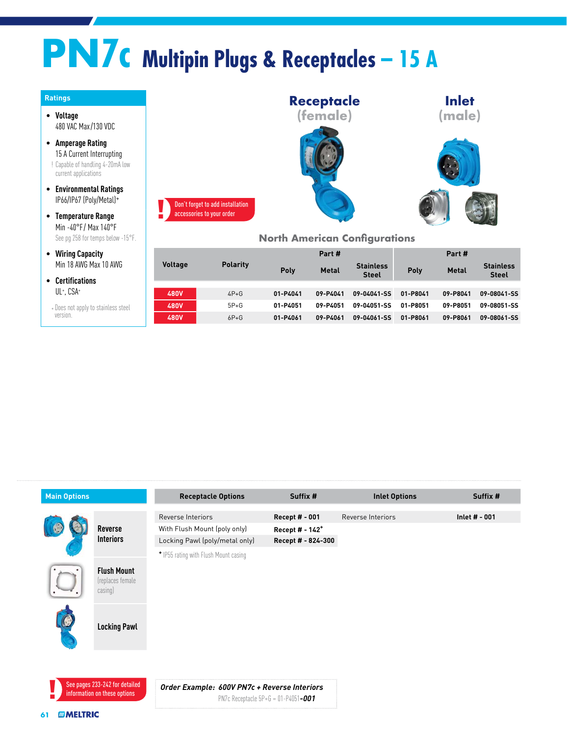# PN7c Multipin Plugs & Receptacles – 15 A

## Ratings

- **Voltage**
  480 VAC Max/130 VDC
- **Amperage Rating**
  15 A Current Interrupting
  ! Capable of handling 4-20mA low current applications
- **Environmental Ratings**
  IP66/IP67 (Poly/Metal)+
- **Temperature Range**
  Min -40°F / Max 140°F
  See pg 258 for temps below -15°F.
- **Wiring Capacity**
  Min 18 AWG Max 10 AWG
- **Certifications**
  UL+, CSA+

+ Does not apply to stainless steel version.

**Receptacle** (female)

**Inlet** (male)

! Don't forget to add installation accessories to your order

## North American Configurations

| Voltage | Polarity | Receptacle Part # | | | Inlet Part # | | |
|---|---|---|---|---|---|---|---|
| | | Poly | Metal | Stainless Steel | Poly | Metal | Stainless Steel |
| 480V | 4P+G | 01-P4041 | 09-P4041 | 09-04041-SS | 01-P8041 | 09-P8041 | 09-08041-SS |
| 480V | 5P+G | 01-P4051 | 09-P4051 | 09-04051-SS | 01-P8051 | 09-P8051 | 09-08051-SS |
| 480V | 6P+G | 01-P4061 | 09-P4061 | 09-04061-SS | 01-P8061 | 09-P8061 | 09-08061-SS |

## Main Options

- **Reverse Interiors**
- **Flush Mount** (replaces female casing)
- **Locking Pawl**

| Receptacle Options | Suffix # | Inlet Options | Suffix # |
|---|---|---|---|
| Reverse Interiors | Recept # - 001 | Reverse Interiors | Inlet # - 001 |
| With Flush Mount (poly only) | Recept # - 142* | | |
| Locking Pawl (poly/metal only) | Recept # - 824-300 | | |

* IP55 rating with Flush Mount casing

! See pages 233-242 for detailed information on these options

***Order Example: 600V PN7c + Reverse Interiors***
PN7c Receptacle 5P+G = 01-P4051-***001***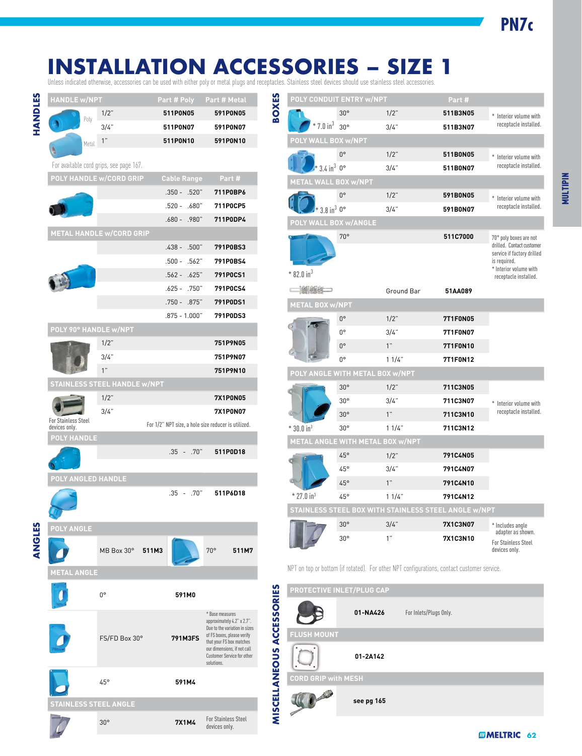# INSTALLATION ACCESSORIES – SIZE 1

Unless indicated otherwise, accessories can be used with either poly or metal plugs and receptacles. Stainless steel devices should use stainless steel accessories.

## HANDLES

| HANDLE w/NPT | | Part # Poly | Part # Metal |
|---|---|---|---|
| Poly | 1/2" | 511P0N05 | 591P0N05 |
| | 3/4" | 511P0N07 | 591P0N07 |
| Metal | 1" | 511P0N10 | 591P0N10 |

For available cord grips, see page 167.

| POLY HANDLE w/CORD GRIP | Cable Range | Part # |
|---|---|---|
| | .350 - .520" | 711P0BP6 |
| | .520 - .680" | 711P0CP5 |
| | .680 - .980" | 711P0DP4 |

| METAL HANDLE w/CORD GRIP | Cable Range | Part # |
|---|---|---|
| | .438 - .500" | 791P0BS3 |
| | .500 - .562" | 791P0BS4 |
| | .562 - .625" | 791P0CS1 |
| | .625 - .750" | 791P0CS4 |
| | .750 - .875" | 791P0DS1 |
| | .875 - 1.000" | 791P0DS3 |

| POLY 90° HANDLE w/NPT | | Part # |
|---|---|---|
| | 1/2" | 751P9N05 |
| | 3/4" | 751P9N07 |
| | 1" | 751P9N10 |

| STAINLESS STEEL HANDLE w/NPT | | Part # |
|---|---|---|
| | 1/2" | 7X1P0N05 |
| For Stainless Steel devices only. | 3/4" | 7X1P0N07 |

For 1/2" NPT size, a hole size reducer is utilized.

| POLY HANDLE | | Part # |
|---|---|---|
| | .35 - .70" | 511P0D18 |

| POLY ANGLED HANDLE | | Part # |
|---|---|---|
| | .35 - .70" | 511P6D18 |

## ANGLES

| POLY ANGLE | | | |
|---|---|---|---|
| MB Box 30° | 511M3 | 70° | 511M7 |

| METAL ANGLE | | |
|---|---|---|
| 0° | 591M0 | |
| FS/FD Box 30° | 791M3FS | * Base measures approximately 4.2" x 2.7". Due to the variation in sizes of FS boxes, please verify that your FS box matches our dimensions, if not call Customer Service for other solutions. |
| 45° | 591M4 | |

| STAINLESS STEEL ANGLE | | |
|---|---|---|
| 30° | 7X1M4 | For Stainless Steel devices only. |

## BOXES

| POLY CONDUIT ENTRY w/NPT | | | Part # | |
|---|---|---|---|---|
| * 7.0 in³ | 30° | 1/2" | 511B3N05 | * Interior volume with receptacle installed. |
| | 30° | 3/4" | 511B3N07 | |

| POLY WALL BOX w/NPT | | | Part # | |
|---|---|---|---|---|
| * 3.4 in³ | 0° | 1/2" | 511B0N05 | * Interior volume with receptacle installed. |
| | 0° | 3/4" | 511B0N07 | |

| METAL WALL BOX w/NPT | | | Part # | |
|---|---|---|---|---|
| * 3.8 in³ | 0° | 1/2" | 591B0N05 | * Interior volume with receptacle installed. |
| | 0° | 3/4" | 591B0N07 | |

| POLY WALL BOX w/ANGLE | | | Part # | |
|---|---|---|---|---|
| * 82.0 in³ | 70° | | 511C7000 | 70° poly boxes are not drilled. Contact customer service if factory drilled is required. * Interior volume with receptacle installed. |
| | | Ground Bar | 51AA089 | |

| METAL BOX w/NPT | | | Part # |
|---|---|---|---|
| | 0° | 1/2" | 7T1F0N05 |
| | 0° | 3/4" | 7T1F0N07 |
| | 0° | 1" | 7T1F0N10 |
| | 0° | 1 1/4" | 7T1F0N12 |

| POLY ANGLE WITH METAL BOX w/NPT | | | Part # | |
|---|---|---|---|---|
| | 30° | 1/2" | 711C3N05 | |
| | 30° | 3/4" | 711C3N07 | * Interior volume with receptacle installed. |
| | 30° | 1" | 711C3N10 | |
| * 30.0 in³ | 30° | 1 1/4" | 711C3N12 | |

| METAL ANGLE WITH METAL BOX w/NPT | | | Part # |
|---|---|---|---|
| | 45° | 1/2" | 791C4N05 |
| | 45° | 3/4" | 791C4N07 |
| | 45° | 1" | 791C4N10 |
| * 27.0 in³ | 45° | 1 1/4" | 791C4N12 |

| STAINLESS STEEL BOX WITH STAINLESS STEEL ANGLE w/NPT | | | Part # | |
|---|---|---|---|---|
| | 30° | 3/4" | 7X1C3N07 | * Includes angle adapter as shown. |
| | 30° | 1" | 7X1C3N10 | For Stainless Steel devices only. |

NPT on top or bottom (if rotated). For other NPT configurations, contact customer service.

## MISCELLANEOUS ACCESSORIES

| PROTECTIVE INLET/PLUG CAP | |
|---|---|
| 01-NA426 | For Inlets/Plugs Only. |

| FLUSH MOUNT |
|---|
| 01-2A142 |

| CORD GRIP with MESH |
|---|
| see pg 165 |